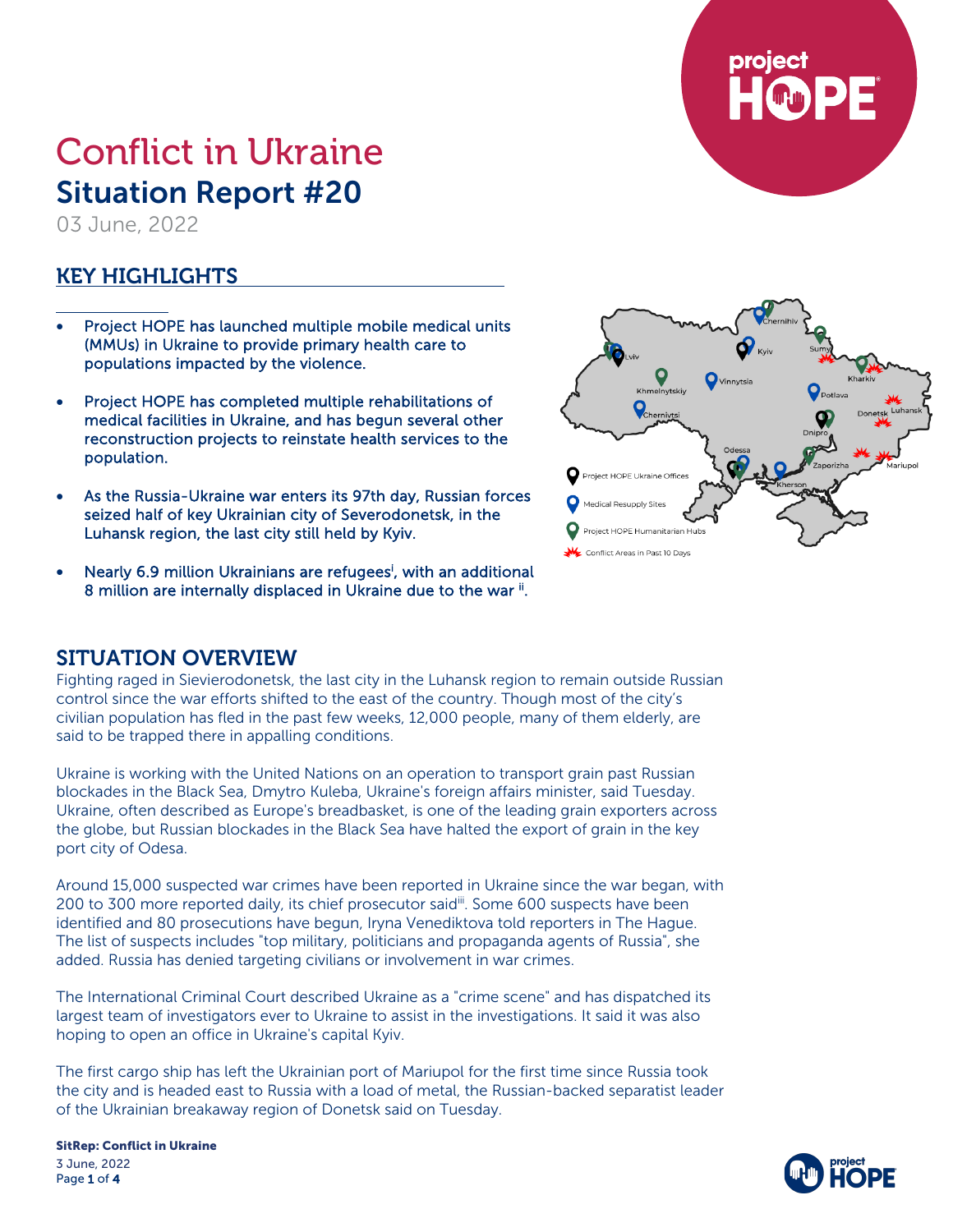# Conflict in Ukraine

## Situation Report #20

03 June, 2022

## KEY HIGHLIGHTS

- Project HOPE has launched multiple mobile medical units (MMUs) in Ukraine to provide primary health care to populations impacted by the violence.
- Project HOPE has completed multiple rehabilitations of medical facilities in Ukraine, and has begun several other reconstruction projects to reinstate health services to the population.
- As the Russia-Ukraine war enters its 97th day, Russian forces seized half of key Ukrainian city of Severodonetsk, in the Luhansk region, the last city still held by Kyiv.
- Nearly 6.9 million Ukrainians are refugees[i], with an additional 8 million are internally displaced in Ukraine due to the war [ii].

## SITUATION OVERVIEW

Fighting raged in Sievierodonetsk, the last city in the Luhansk region to remain outside Russian control since the war efforts shifted to the east of the country. Though most of the city's civilian population has fled in the past few weeks, 12,000 people, many of them elderly, are said to be trapped there in appalling conditions.

Ukraine is working with the United Nations on an operation to transport grain past Russian blockades in the Black Sea, Dmytro Kuleba, Ukraine's foreign affairs minister, said Tuesday. Ukraine, often described as Europe's breadbasket, is one of the leading grain exporters across the globe, but Russian blockades in the Black Sea have halted the export of grain in the key port city of Odesa.

Around 15,000 suspected war crimes have been reported in Ukraine since the war began, with 200 to 300 more reported daily, its chief prosecutor said[iii]. Some 600 suspects have been identified and 80 prosecutions have begun, Iryna Venediktova told reporters in The Hague. The list of suspects includes "top military, politicians and propaganda agents of Russia", she added. Russia has denied targeting civilians or involvement in war crimes.

The International Criminal Court described Ukraine as a "crime scene" and has dispatched its largest team of investigators ever to Ukraine to assist in the investigations. It said it was also hoping to open an office in Ukraine's capital Kyiv.

The first cargo ship has left the Ukrainian port of Mariupol for the first time since Russia took the city and is headed east to Russia with a load of metal, the Russian-backed separatist leader of the Ukrainian breakaway region of Donetsk said on Tuesday.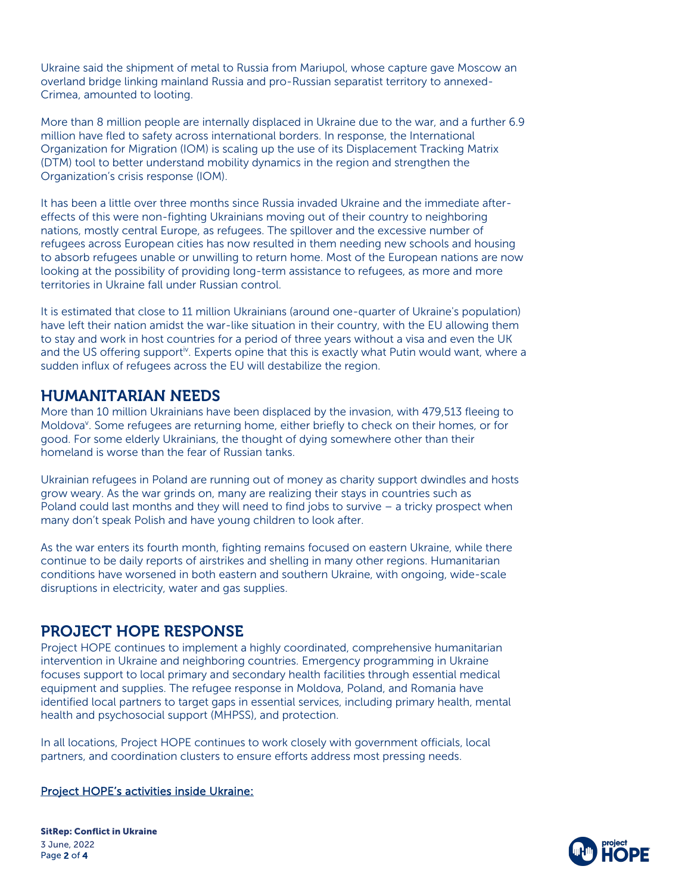Ukraine said the shipment of metal to Russia from Mariupol, whose capture gave Moscow an overland bridge linking mainland Russia and pro-Russian separatist territory to annexed-Crimea, amounted to looting.

More than 8 million people are internally displaced in Ukraine due to the war, and a further 6.9 million have fled to safety across international borders. In response, the International Organization for Migration (IOM) is scaling up the use of its Displacement Tracking Matrix (DTM) tool to better understand mobility dynamics in the region and strengthen the Organization's crisis response (IOM).

It has been a little over three months since Russia invaded Ukraine and the immediate after-effects of this were non-fighting Ukrainians moving out of their country to neighboring nations, mostly central Europe, as refugees. The spillover and the excessive number of refugees across European cities has now resulted in them needing new schools and housing to absorb refugees unable or unwilling to return home. Most of the European nations are now looking at the possibility of providing long-term assistance to refugees, as more and more territories in Ukraine fall under Russian control.

It is estimated that close to 11 million Ukrainians (around one-quarter of Ukraine's population) have left their nation amidst the war-like situation in their country, with the EU allowing them to stay and work in host countries for a period of three years without a visa and even the UK and the US offering support[iv]. Experts opine that this is exactly what Putin would want, where a sudden influx of refugees across the EU will destabilize the region.

## HUMANITARIAN NEEDS

More than 10 million Ukrainians have been displaced by the invasion, with 479,513 fleeing to Moldova[v]. Some refugees are returning home, either briefly to check on their homes, or for good. For some elderly Ukrainians, the thought of dying somewhere other than their homeland is worse than the fear of Russian tanks.

Ukrainian refugees in Poland are running out of money as charity support dwindles and hosts grow weary. As the war grinds on, many are realizing their stays in countries such as Poland could last months and they will need to find jobs to survive – a tricky prospect when many don't speak Polish and have young children to look after.

As the war enters its fourth month, fighting remains focused on eastern Ukraine, while there continue to be daily reports of airstrikes and shelling in many other regions. Humanitarian conditions have worsened in both eastern and southern Ukraine, with ongoing, wide-scale disruptions in electricity, water and gas supplies.

## PROJECT HOPE RESPONSE

Project HOPE continues to implement a highly coordinated, comprehensive humanitarian intervention in Ukraine and neighboring countries. Emergency programming in Ukraine focuses support to local primary and secondary health facilities through essential medical equipment and supplies. The refugee response in Moldova, Poland, and Romania have identified local partners to target gaps in essential services, including primary health, mental health and psychosocial support (MHPSS), and protection.

In all locations, Project HOPE continues to work closely with government officials, local partners, and coordination clusters to ensure efforts address most pressing needs.

Project HOPE's activities inside Ukraine: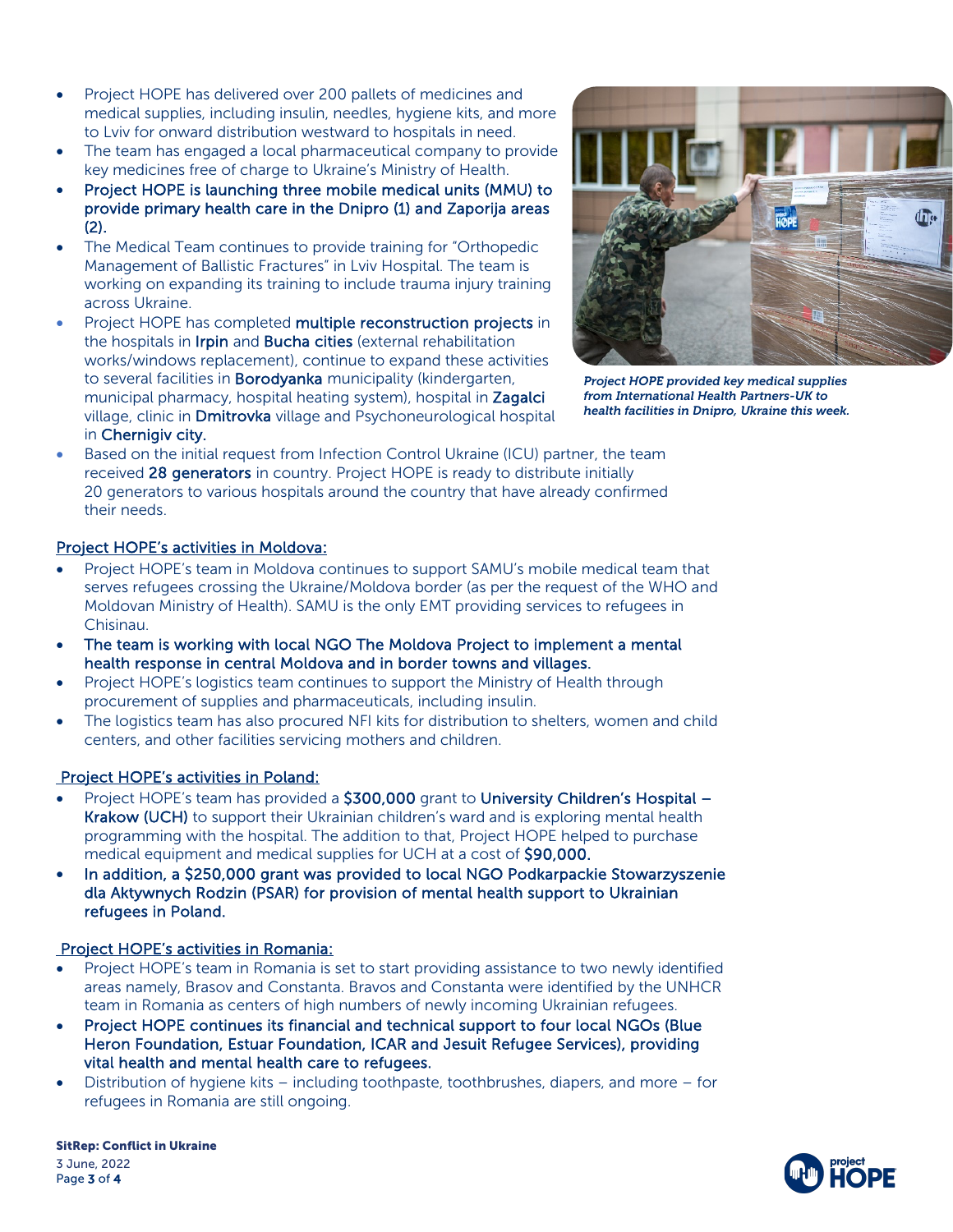- Project HOPE has delivered over 200 pallets of medicines and medical supplies, including insulin, needles, hygiene kits, and more to Lviv for onward distribution westward to hospitals in need.
- The team has engaged a local pharmaceutical company to provide key medicines free of charge to Ukraine's Ministry of Health.
- Project HOPE is launching three mobile medical units (MMU) to provide primary health care in the Dnipro (1) and Zaporija areas (2).
- The Medical Team continues to provide training for "Orthopedic Management of Ballistic Fractures" in Lviv Hospital. The team is working on expanding its training to include trauma injury training across Ukraine.
- Project HOPE has completed multiple reconstruction projects in the hospitals in Irpin and Bucha cities (external rehabilitation works/windows replacement), continue to expand these activities to several facilities in Borodyanka municipality (kindergarten, municipal pharmacy, hospital heating system), hospital in Zagalci village, clinic in Dmitrovka village and Psychoneurological hospital in Chernigiv city.
- Based on the initial request from Infection Control Ukraine (ICU) partner, the team received 28 generators in country. Project HOPE is ready to distribute initially 20 generators to various hospitals around the country that have already confirmed their needs.

*Project HOPE provided key medical supplies from International Health Partners-UK to health facilities in Dnipro, Ukraine this week.*

## Project HOPE's activities in Moldova:

- Project HOPE's team in Moldova continues to support SAMU's mobile medical team that serves refugees crossing the Ukraine/Moldova border (as per the request of the WHO and Moldovan Ministry of Health). SAMU is the only EMT providing services to refugees in Chisinau.
- The team is working with local NGO The Moldova Project to implement a mental health response in central Moldova and in border towns and villages.
- Project HOPE's logistics team continues to support the Ministry of Health through procurement of supplies and pharmaceuticals, including insulin.
- The logistics team has also procured NFI kits for distribution to shelters, women and child centers, and other facilities servicing mothers and children.

## Project HOPE's activities in Poland:

- Project HOPE's team has provided a $300,000 grant to University Children's Hospital – Krakow (UCH) to support their Ukrainian children's ward and is exploring mental health programming with the hospital. The addition to that, Project HOPE helped to purchase medical equipment and medical supplies for UCH at a cost of $90,000.
- In addition, a $250,000 grant was provided to local NGO Podkarpackie Stowarzyszenie dla Aktywnych Rodzin (PSAR) for provision of mental health support to Ukrainian refugees in Poland.

## Project HOPE's activities in Romania:

- Project HOPE's team in Romania is set to start providing assistance to two newly identified areas namely, Brasov and Constanta. Bravos and Constanta were identified by the UNHCR team in Romania as centers of high numbers of newly incoming Ukrainian refugees.
- Project HOPE continues its financial and technical support to four local NGOs (Blue Heron Foundation, Estuar Foundation, ICAR and Jesuit Refugee Services), providing vital health and mental health care to refugees.
- Distribution of hygiene kits – including toothpaste, toothbrushes, diapers, and more – for refugees in Romania are still ongoing.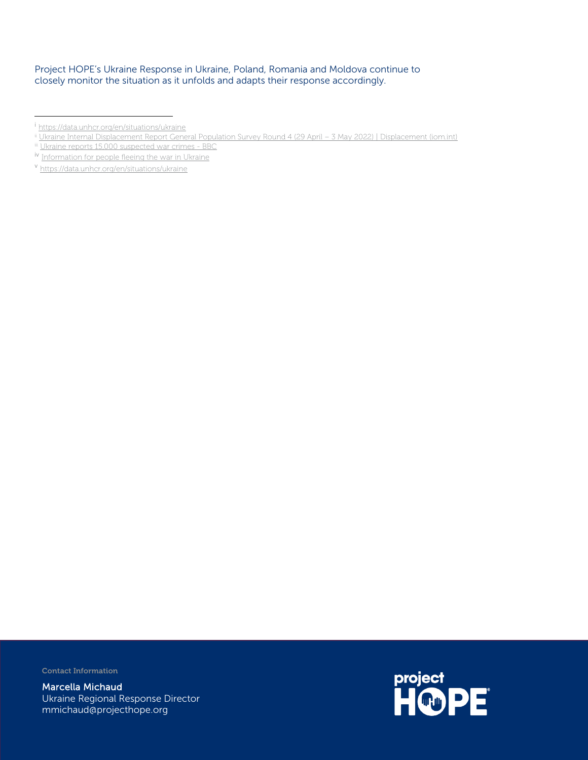Project HOPE's Ukraine Response in Ukraine, Poland, Romania and Moldova continue to closely monitor the situation as it unfolds and adapts their response accordingly.

---

[i] https://data.unhcr.org/en/situations/ukraine

[ii] Ukraine Internal Displacement Report General Population Survey Round 4 (29 April – 3 May 2022) | Displacement (iom.int)

[iii] Ukraine reports 15,000 suspected war crimes - BBC

[iv] Information for people fleeing the war in Ukraine

[v] https://data.unhcr.org/en/situations/ukraine

Contact Information

**Marcella Michaud**
Ukraine Regional Response Director
mmichaud@projecthope.org

project HOPE®